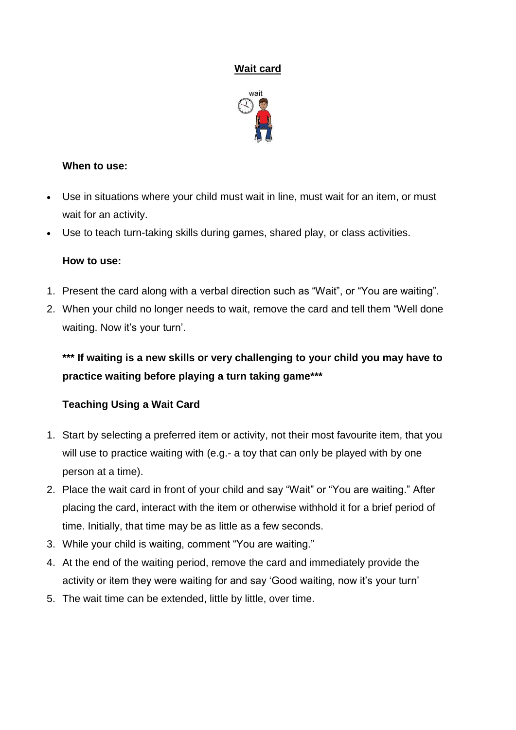# Wait card

wait

**When to use:**

- Use in situations where your child must wait in line, must wait for an item, or must wait for an activity.
- Use to teach turn-taking skills during games, shared play, or class activities.

**How to use:**

1. Present the card along with a verbal direction such as "Wait", or "You are waiting".
2. When your child no longer needs to wait, remove the card and tell them "Well done waiting. Now it's your turn'.

**\*\*\* If waiting is a new skills or very challenging to your child you may have to practice waiting before playing a turn taking game\*\*\***

**Teaching Using a Wait Card**

1. Start by selecting a preferred item or activity, not their most favourite item, that you will use to practice waiting with (e.g.- a toy that can only be played with by one person at a time).
2. Place the wait card in front of your child and say "Wait" or "You are waiting." After placing the card, interact with the item or otherwise withhold it for a brief period of time. Initially, that time may be as little as a few seconds.
3. While your child is waiting, comment "You are waiting."
4. At the end of the waiting period, remove the card and immediately provide the activity or item they were waiting for and say 'Good waiting, now it's your turn'
5. The wait time can be extended, little by little, over time.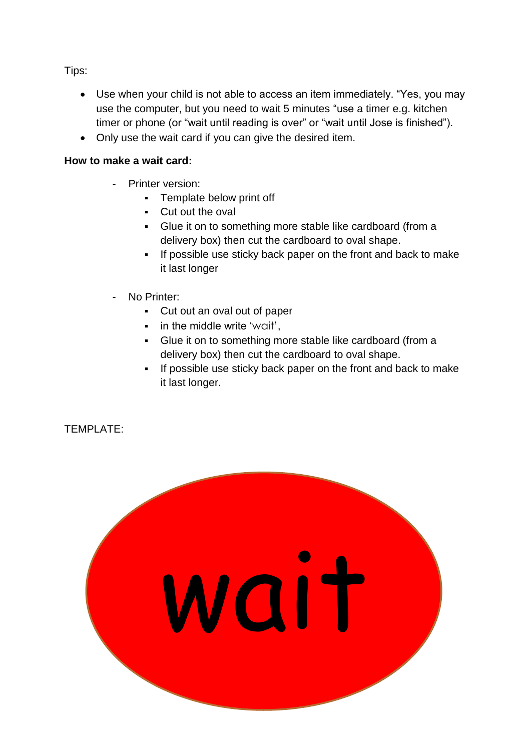Tips:

- Use when your child is not able to access an item immediately. “Yes, you may use the computer, but you need to wait 5 minutes “use a timer e.g. kitchen timer or phone (or “wait until reading is over” or “wait until Jose is finished”).
- Only use the wait card if you can give the desired item.

**How to make a wait card:**

- Printer version:
  - Template below print off
  - Cut out the oval
  - Glue it on to something more stable like cardboard (from a delivery box) then cut the cardboard to oval shape.
  - If possible use sticky back paper on the front and back to make it last longer

- No Printer:
  - Cut out an oval out of paper
  - in the middle write ‘wait’,
  - Glue it on to something more stable like cardboard (from a delivery box) then cut the cardboard to oval shape.
  - If possible use sticky back paper on the front and back to make it last longer.

TEMPLATE:

wait